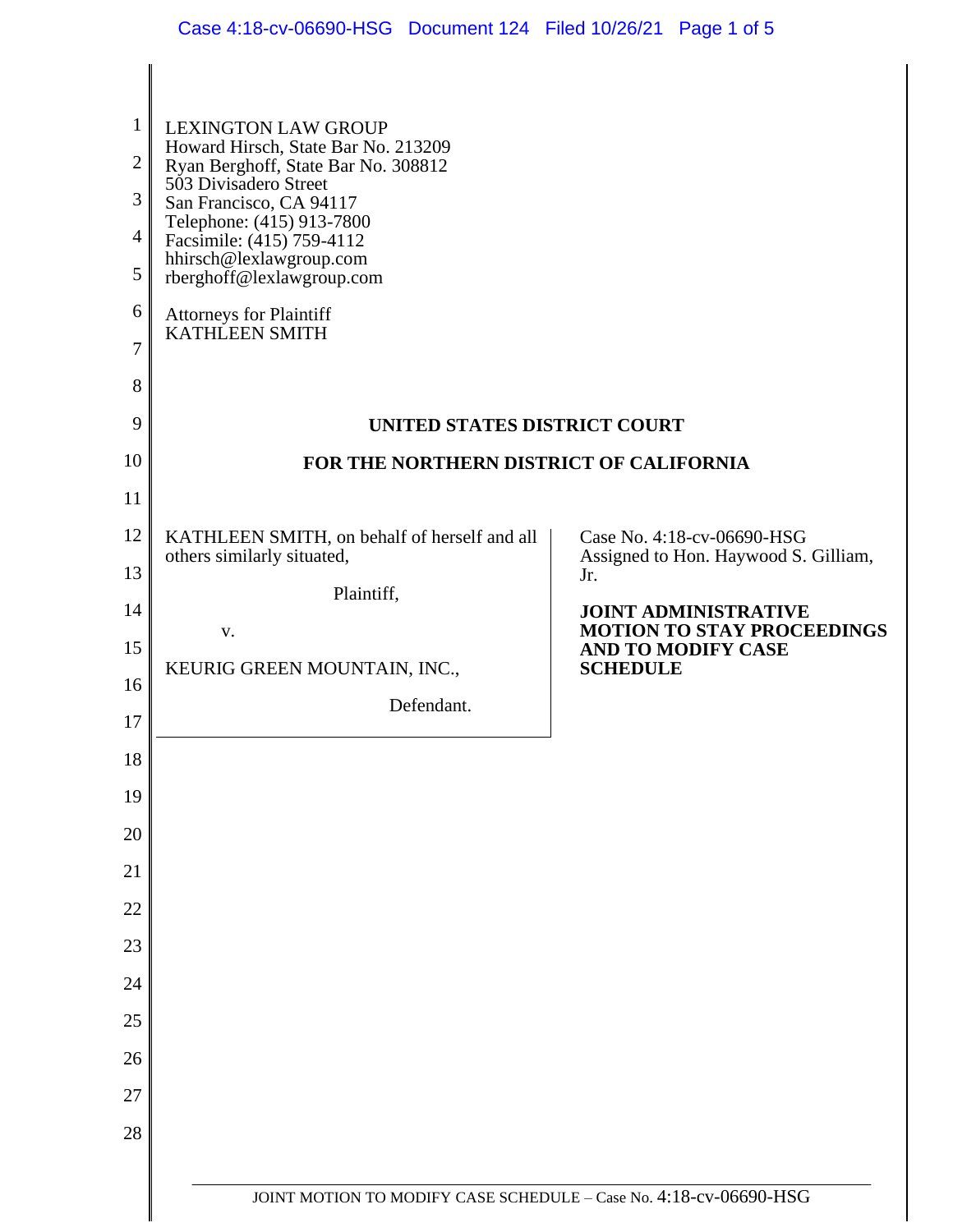LEXINGTON LAW GROUP
Howard Hirsch, State Bar No. 213209
Ryan Berghoff, State Bar No. 308812
503 Divisadero Street
San Francisco, CA 94117
Telephone: (415) 913-7800
Facsimile: (415) 759-4112
hhirsch@lexlawgroup.com
rberghoff@lexlawgroup.com

Attorneys for Plaintiff
KATHLEEN SMITH

**UNITED STATES DISTRICT COURT**

**FOR THE NORTHERN DISTRICT OF CALIFORNIA**

KATHLEEN SMITH, on behalf of herself and all others similarly situated,

Plaintiff,

v.

KEURIG GREEN MOUNTAIN, INC.,

Defendant.

Case No. 4:18-cv-06690-HSG
Assigned to Hon. Haywood S. Gilliam, Jr.

**JOINT ADMINISTRATIVE MOTION TO STAY PROCEEDINGS AND TO MODIFY CASE SCHEDULE**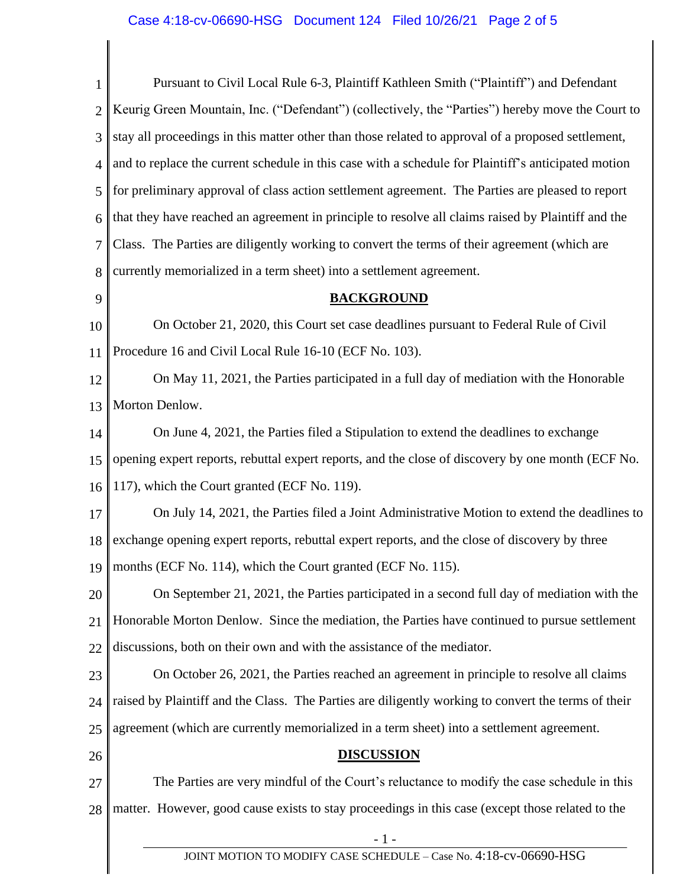Pursuant to Civil Local Rule 6-3, Plaintiff Kathleen Smith ("Plaintiff") and Defendant Keurig Green Mountain, Inc. ("Defendant") (collectively, the "Parties") hereby move the Court to stay all proceedings in this matter other than those related to approval of a proposed settlement, and to replace the current schedule in this case with a schedule for Plaintiff's anticipated motion for preliminary approval of class action settlement agreement. The Parties are pleased to report that they have reached an agreement in principle to resolve all claims raised by Plaintiff and the Class. The Parties are diligently working to convert the terms of their agreement (which are currently memorialized in a term sheet) into a settlement agreement.

## BACKGROUND

On October 21, 2020, this Court set case deadlines pursuant to Federal Rule of Civil Procedure 16 and Civil Local Rule 16-10 (ECF No. 103).

On May 11, 2021, the Parties participated in a full day of mediation with the Honorable Morton Denlow.

On June 4, 2021, the Parties filed a Stipulation to extend the deadlines to exchange opening expert reports, rebuttal expert reports, and the close of discovery by one month (ECF No. 117), which the Court granted (ECF No. 119).

On July 14, 2021, the Parties filed a Joint Administrative Motion to extend the deadlines to exchange opening expert reports, rebuttal expert reports, and the close of discovery by three months (ECF No. 114), which the Court granted (ECF No. 115).

On September 21, 2021, the Parties participated in a second full day of mediation with the Honorable Morton Denlow. Since the mediation, the Parties have continued to pursue settlement discussions, both on their own and with the assistance of the mediator.

On October 26, 2021, the Parties reached an agreement in principle to resolve all claims raised by Plaintiff and the Class. The Parties are diligently working to convert the terms of their agreement (which are currently memorialized in a term sheet) into a settlement agreement.

## DISCUSSION

The Parties are very mindful of the Court's reluctance to modify the case schedule in this matter. However, good cause exists to stay proceedings in this case (except those related to the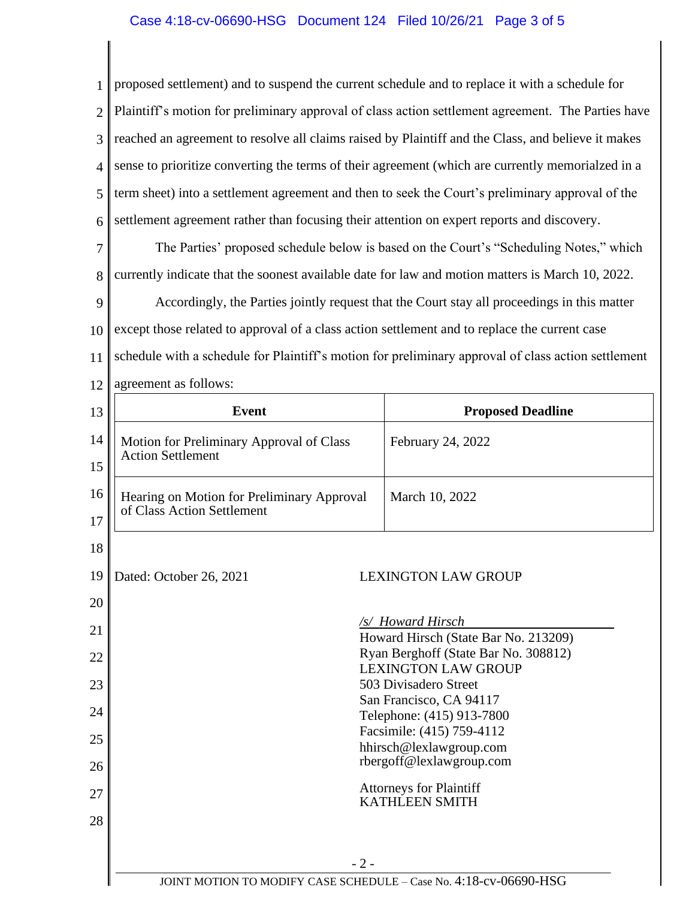proposed settlement) and to suspend the current schedule and to replace it with a schedule for Plaintiff's motion for preliminary approval of class action settlement agreement. The Parties have reached an agreement to resolve all claims raised by Plaintiff and the Class, and believe it makes sense to prioritize converting the terms of their agreement (which are currently memorialzed in a term sheet) into a settlement agreement and then to seek the Court's preliminary approval of the settlement agreement rather than focusing their attention on expert reports and discovery.

The Parties' proposed schedule below is based on the Court's "Scheduling Notes," which currently indicate that the soonest available date for law and motion matters is March 10, 2022.

Accordingly, the Parties jointly request that the Court stay all proceedings in this matter except those related to approval of a class action settlement and to replace the current case schedule with a schedule for Plaintiff's motion for preliminary approval of class action settlement agreement as follows:

| Event | Proposed Deadline |
|---|---|
| Motion for Preliminary Approval of Class Action Settlement | February 24, 2022 |
| Hearing on Motion for Preliminary Approval of Class Action Settlement | March 10, 2022 |

Dated: October 26, 2021

LEXINGTON LAW GROUP

*/s/ Howard Hirsch*
Howard Hirsch (State Bar No. 213209)
Ryan Berghoff (State Bar No. 308812)
LEXINGTON LAW GROUP
503 Divisadero Street
San Francisco, CA 94117
Telephone: (415) 913-7800
Facsimile: (415) 759-4112
hhirsch@lexlawgroup.com
rbergoff@lexlawgroup.com

Attorneys for Plaintiff
KATHLEEN SMITH

JOINT MOTION TO MODIFY CASE SCHEDULE – Case No. 4:18-cv-06690-HSG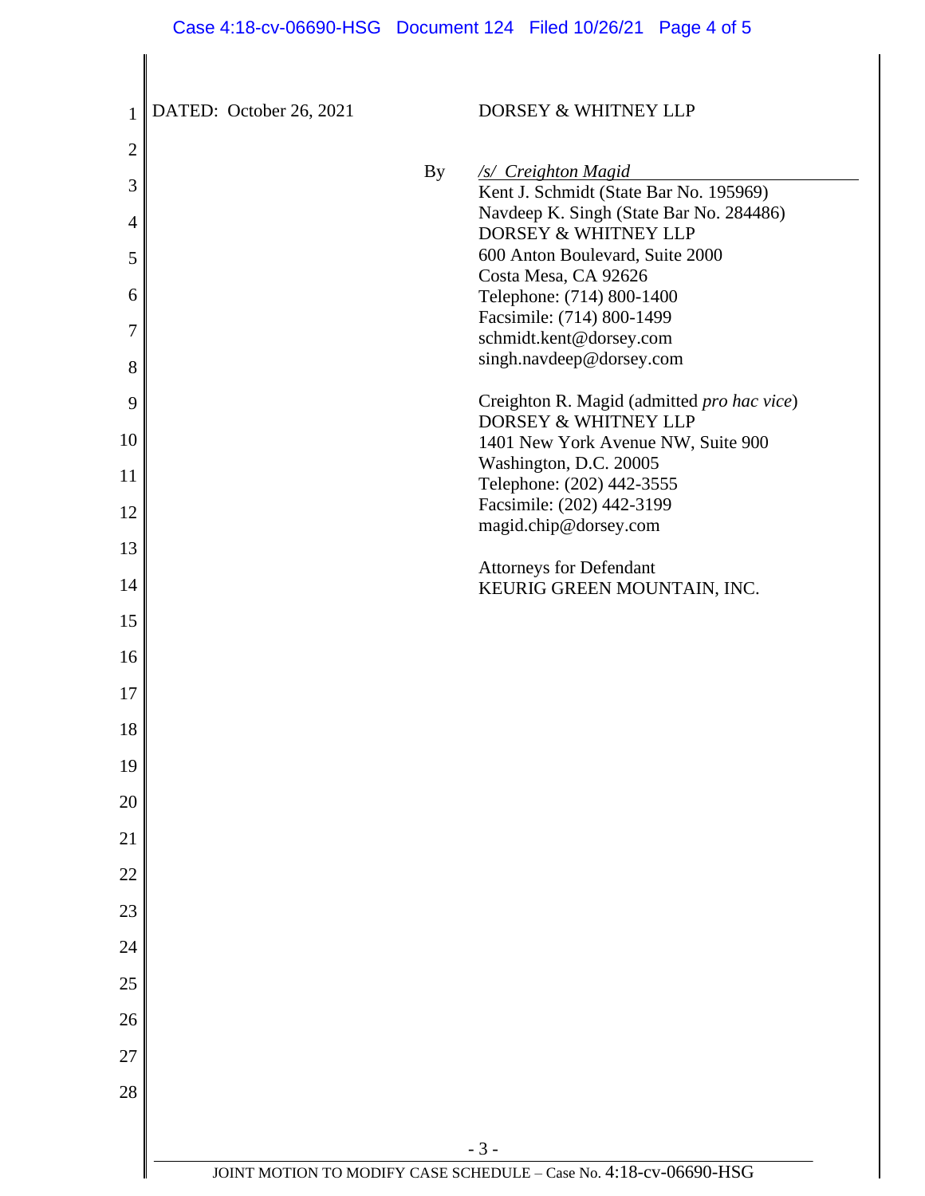DATED: October 26, 2021

DORSEY & WHITNEY LLP

By */s/ Creighton Magid*

Kent J. Schmidt (State Bar No. 195969)
Navdeep K. Singh (State Bar No. 284486)
DORSEY & WHITNEY LLP
600 Anton Boulevard, Suite 2000
Costa Mesa, CA 92626
Telephone: (714) 800-1400
Facsimile: (714) 800-1499
schmidt.kent@dorsey.com
singh.navdeep@dorsey.com

Creighton R. Magid (admitted *pro hac vice*)
DORSEY & WHITNEY LLP
1401 New York Avenue NW, Suite 900
Washington, D.C. 20005
Telephone: (202) 442-3555
Facsimile: (202) 442-3199
magid.chip@dorsey.com

Attorneys for Defendant
KEURIG GREEN MOUNTAIN, INC.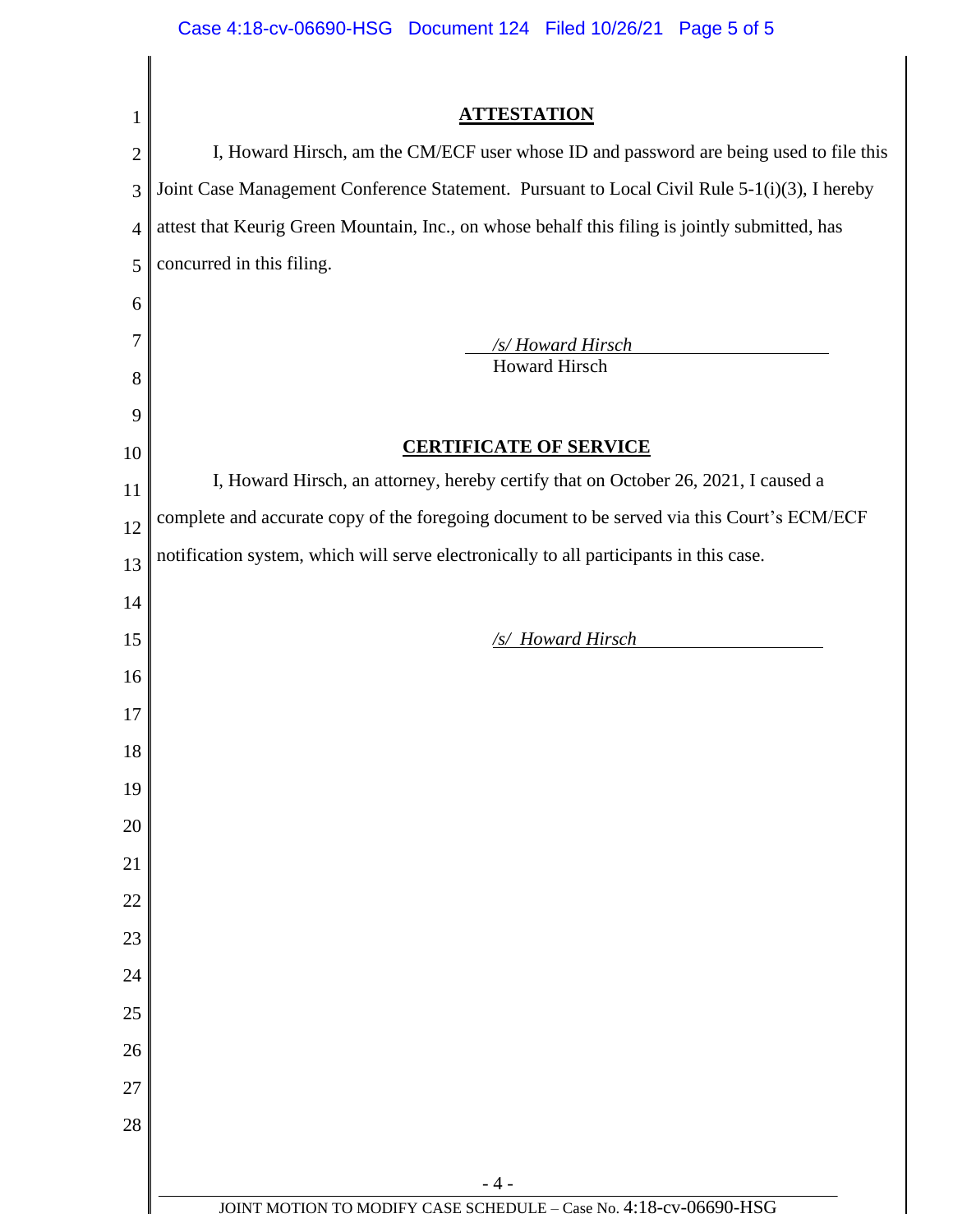## ATTESTATION

I, Howard Hirsch, am the CM/ECF user whose ID and password are being used to file this Joint Case Management Conference Statement. Pursuant to Local Civil Rule 5-1(i)(3), I hereby attest that Keurig Green Mountain, Inc., on whose behalf this filing is jointly submitted, has concurred in this filing.

*/s/ Howard Hirsch*
Howard Hirsch

## CERTIFICATE OF SERVICE

I, Howard Hirsch, an attorney, hereby certify that on October 26, 2021, I caused a complete and accurate copy of the foregoing document to be served via this Court's ECM/ECF notification system, which will serve electronically to all participants in this case.

*/s/ Howard Hirsch*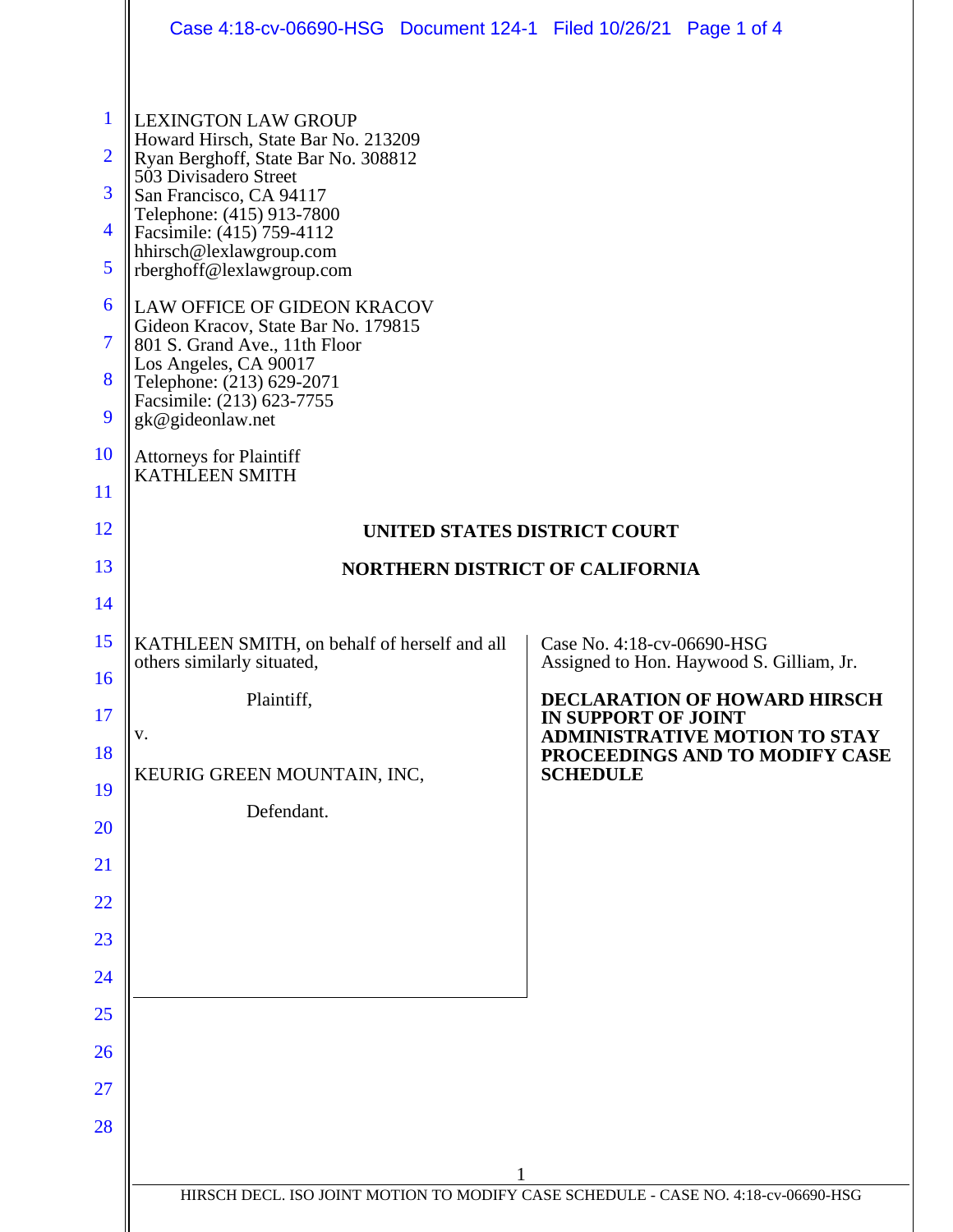LEXINGTON LAW GROUP
Howard Hirsch, State Bar No. 213209
Ryan Berghoff, State Bar No. 308812
503 Divisadero Street
San Francisco, CA 94117
Telephone: (415) 913-7800
Facsimile: (415) 759-4112
hhirsch@lexlawgroup.com
rberghoff@lexlawgroup.com

LAW OFFICE OF GIDEON KRACOV
Gideon Kracov, State Bar No. 179815
801 S. Grand Ave., 11th Floor
Los Angeles, CA 90017
Telephone: (213) 629-2071
Facsimile: (213) 623-7755
gk@gideonlaw.net

Attorneys for Plaintiff
KATHLEEN SMITH

**UNITED STATES DISTRICT COURT**

**NORTHERN DISTRICT OF CALIFORNIA**

KATHLEEN SMITH, on behalf of herself and all others similarly situated,

Plaintiff,

v.

KEURIG GREEN MOUNTAIN, INC,

Defendant.

Case No. 4:18-cv-06690-HSG
Assigned to Hon. Haywood S. Gilliam, Jr.

**DECLARATION OF HOWARD HIRSCH IN SUPPORT OF JOINT ADMINISTRATIVE MOTION TO STAY PROCEEDINGS AND TO MODIFY CASE SCHEDULE**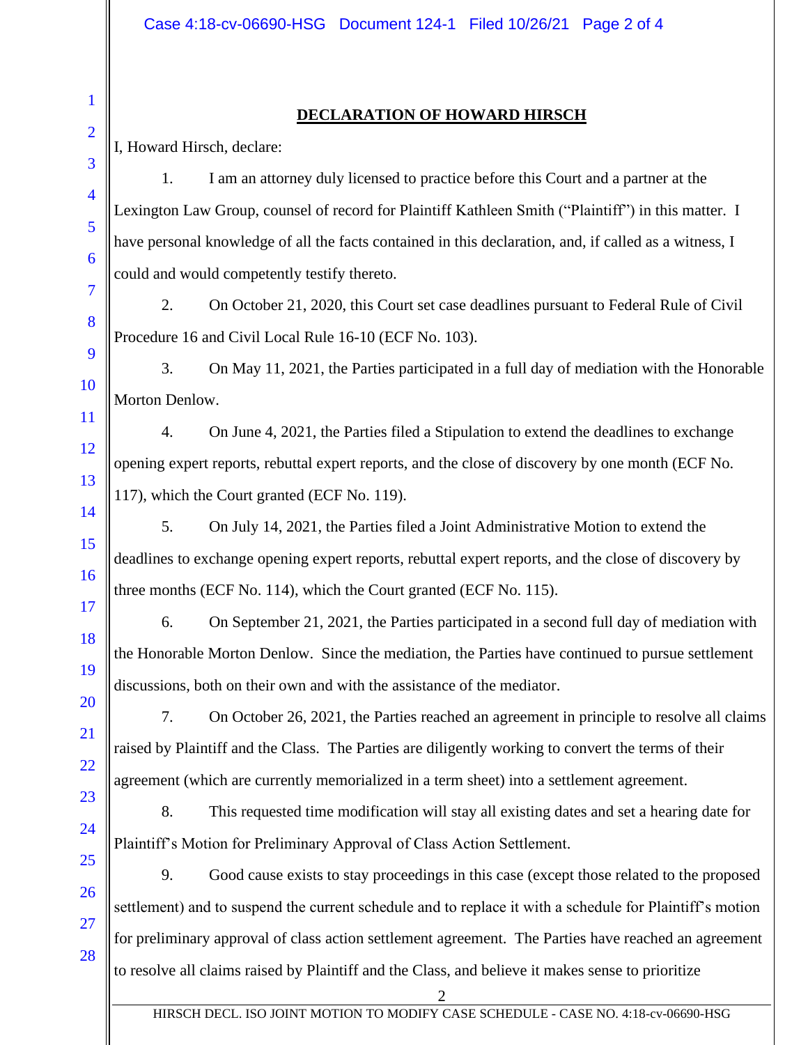## DECLARATION OF HOWARD HIRSCH

I, Howard Hirsch, declare:

1. I am an attorney duly licensed to practice before this Court and a partner at the Lexington Law Group, counsel of record for Plaintiff Kathleen Smith ("Plaintiff") in this matter. I have personal knowledge of all the facts contained in this declaration, and, if called as a witness, I could and would competently testify thereto.

2. On October 21, 2020, this Court set case deadlines pursuant to Federal Rule of Civil Procedure 16 and Civil Local Rule 16-10 (ECF No. 103).

3. On May 11, 2021, the Parties participated in a full day of mediation with the Honorable Morton Denlow.

4. On June 4, 2021, the Parties filed a Stipulation to extend the deadlines to exchange opening expert reports, rebuttal expert reports, and the close of discovery by one month (ECF No. 117), which the Court granted (ECF No. 119).

5. On July 14, 2021, the Parties filed a Joint Administrative Motion to extend the deadlines to exchange opening expert reports, rebuttal expert reports, and the close of discovery by three months (ECF No. 114), which the Court granted (ECF No. 115).

6. On September 21, 2021, the Parties participated in a second full day of mediation with the Honorable Morton Denlow. Since the mediation, the Parties have continued to pursue settlement discussions, both on their own and with the assistance of the mediator.

7. On October 26, 2021, the Parties reached an agreement in principle to resolve all claims raised by Plaintiff and the Class. The Parties are diligently working to convert the terms of their agreement (which are currently memorialized in a term sheet) into a settlement agreement.

8. This requested time modification will stay all existing dates and set a hearing date for Plaintiff's Motion for Preliminary Approval of Class Action Settlement.

9. Good cause exists to stay proceedings in this case (except those related to the proposed settlement) and to suspend the current schedule and to replace it with a schedule for Plaintiff's motion for preliminary approval of class action settlement agreement. The Parties have reached an agreement to resolve all claims raised by Plaintiff and the Class, and believe it makes sense to prioritize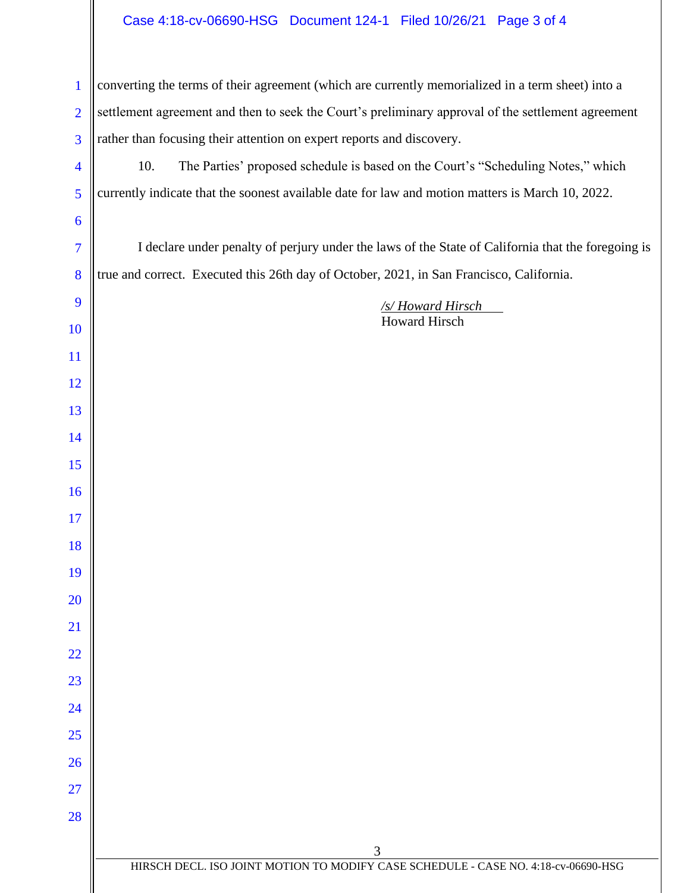converting the terms of their agreement (which are currently memorialized in a term sheet) into a settlement agreement and then to seek the Court's preliminary approval of the settlement agreement rather than focusing their attention on expert reports and discovery.

10. The Parties' proposed schedule is based on the Court's "Scheduling Notes," which currently indicate that the soonest available date for law and motion matters is March 10, 2022.

I declare under penalty of perjury under the laws of the State of California that the foregoing is true and correct. Executed this 26th day of October, 2021, in San Francisco, California.

*/s/ Howard Hirsch*
Howard Hirsch

HIRSCH DECL. ISO JOINT MOTION TO MODIFY CASE SCHEDULE - CASE NO. 4:18-cv-06690-HSG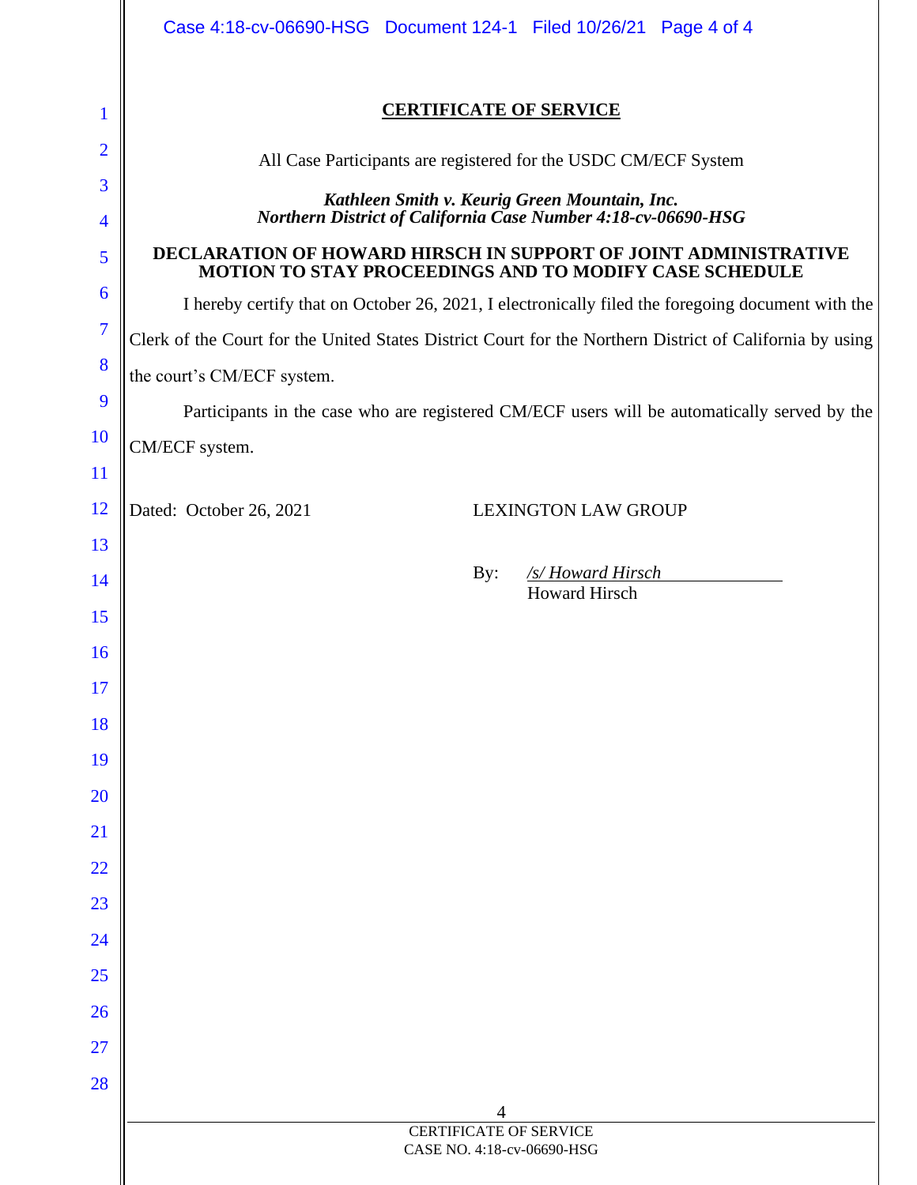## CERTIFICATE OF SERVICE

All Case Participants are registered for the USDC CM/ECF System

***Kathleen Smith v. Keurig Green Mountain, Inc.***
***Northern District of California Case Number 4:18-cv-06690-HSG***

**DECLARATION OF HOWARD HIRSCH IN SUPPORT OF JOINT ADMINISTRATIVE MOTION TO STAY PROCEEDINGS AND TO MODIFY CASE SCHEDULE**

I hereby certify that on October 26, 2021, I electronically filed the foregoing document with the Clerk of the Court for the United States District Court for the Northern District of California by using the court's CM/ECF system.

Participants in the case who are registered CM/ECF users will be automatically served by the CM/ECF system.

Dated: October 26, 2021

LEXINGTON LAW GROUP

By: */s/ Howard Hirsch*
Howard Hirsch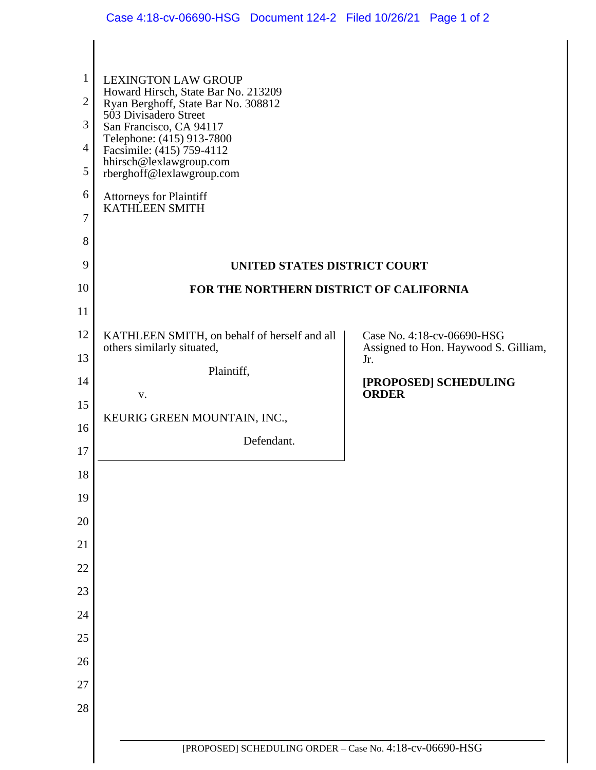LEXINGTON LAW GROUP
Howard Hirsch, State Bar No. 213209
Ryan Berghoff, State Bar No. 308812
503 Divisadero Street
San Francisco, CA 94117
Telephone: (415) 913-7800
Facsimile: (415) 759-4112
hhirsch@lexlawgroup.com
rberghoff@lexlawgroup.com

Attorneys for Plaintiff
KATHLEEN SMITH

**UNITED STATES DISTRICT COURT**

**FOR THE NORTHERN DISTRICT OF CALIFORNIA**

KATHLEEN SMITH, on behalf of herself and all others similarly situated,

Plaintiff,

v.

KEURIG GREEN MOUNTAIN, INC.,

Defendant.

Case No. 4:18-cv-06690-HSG
Assigned to Hon. Haywood S. Gilliam, Jr.

**[PROPOSED] SCHEDULING ORDER**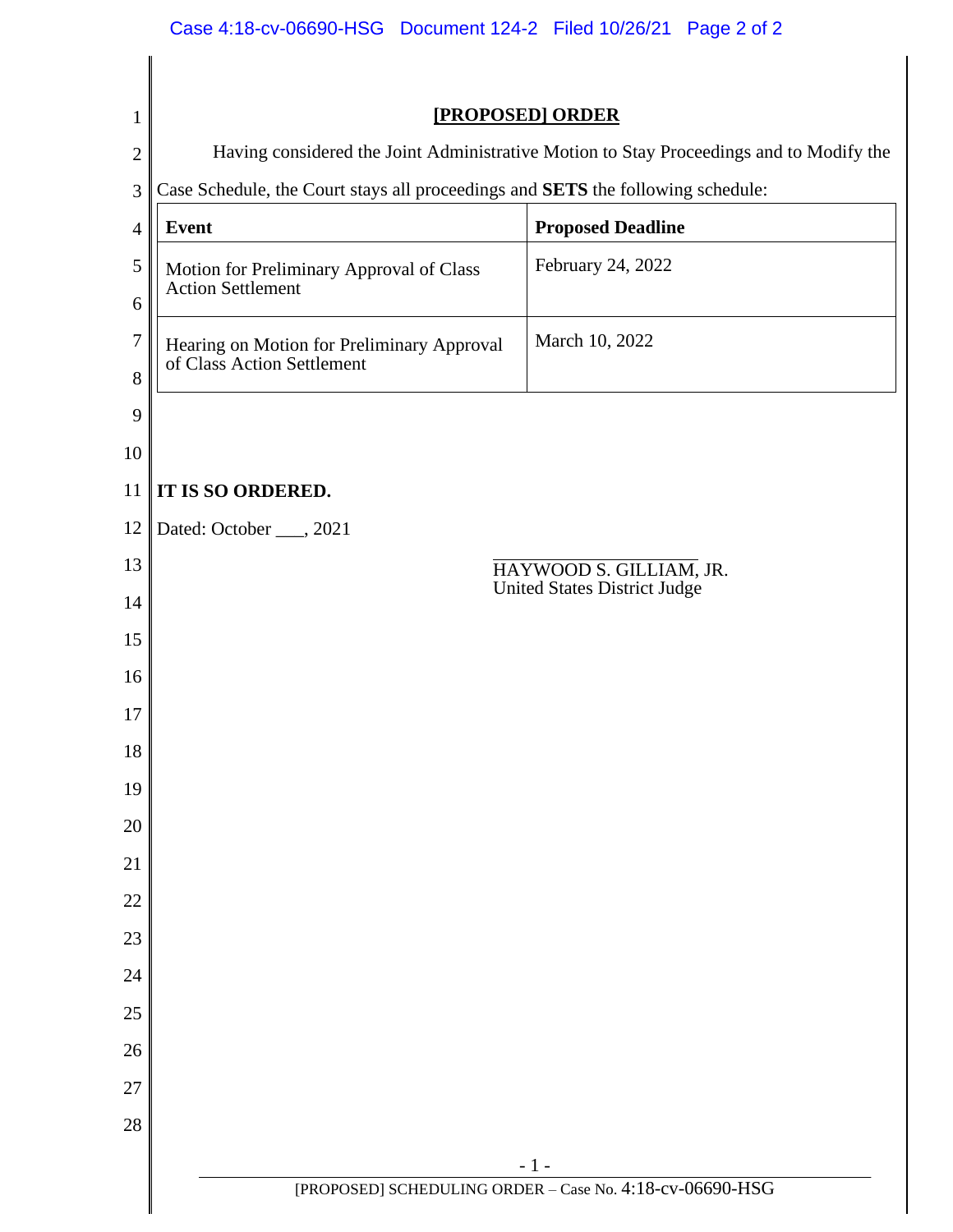# [PROPOSED] ORDER

Having considered the Joint Administrative Motion to Stay Proceedings and to Modify the Case Schedule, the Court stays all proceedings and **SETS** the following schedule:

| Event | Proposed Deadline |
|---|---|
| Motion for Preliminary Approval of Class Action Settlement | February 24, 2022 |
| Hearing on Motion for Preliminary Approval of Class Action Settlement | March 10, 2022 |

**IT IS SO ORDERED.**

Dated: October ___, 2021

HAYWOOD S. GILLIAM, JR.
United States District Judge